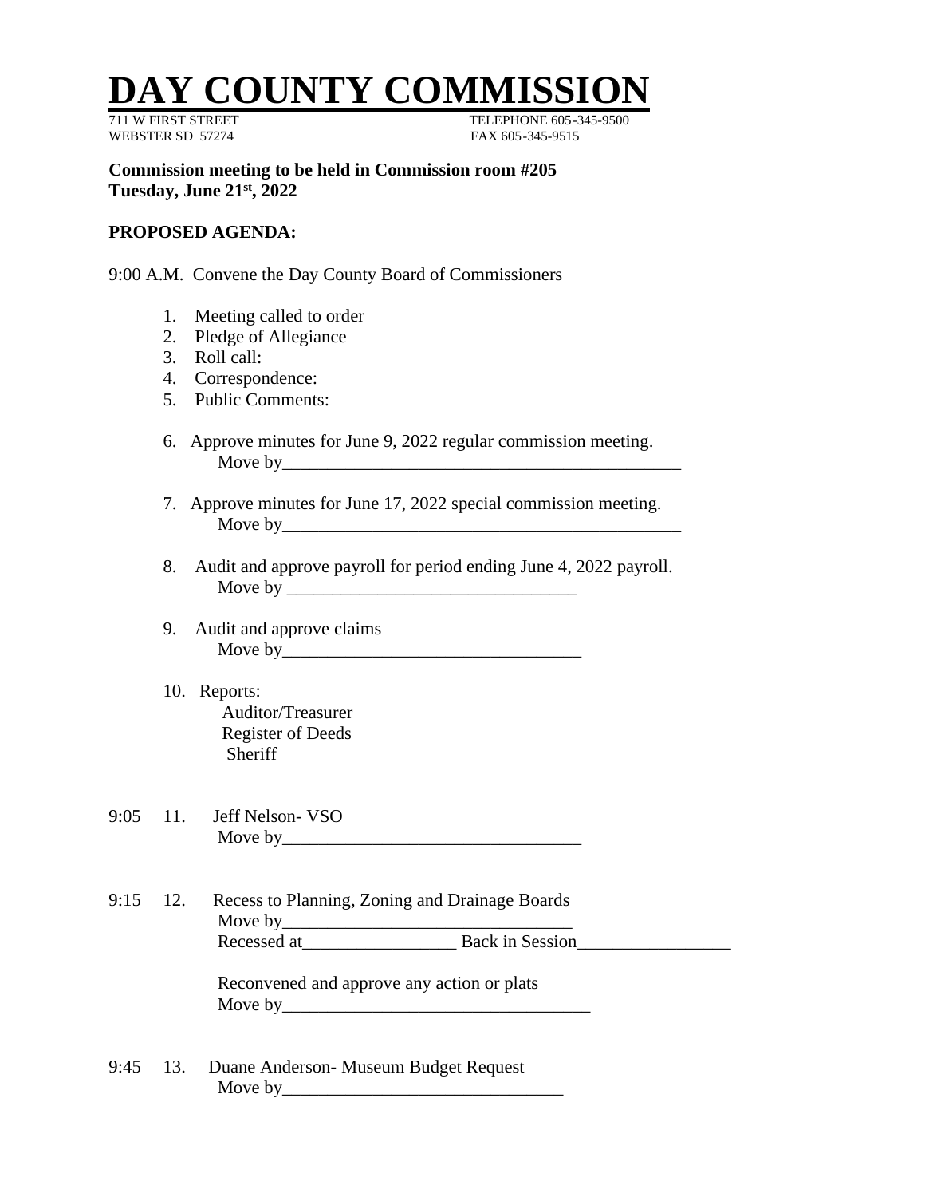# DAY COUNTY COMMISSION

711 W FIRST STREET TELEPHONE 605-345-9500
WEBSTER SD 57274 FAX 605-345-9515

**Commission meeting to be held in Commission room #205**
**Tuesday, June 21st, 2022**

**PROPOSED AGENDA:**

9:00 A.M. Convene the Day County Board of Commissioners

1. Meeting called to order
2. Pledge of Allegiance
3. Roll call:
4. Correspondence:
5. Public Comments:

6. Approve minutes for June 9, 2022 regular commission meeting.
   Move by_______________________________________________

7. Approve minutes for June 17, 2022 special commission meeting.
   Move by_______________________________________________

8. Audit and approve payroll for period ending June 4, 2022 payroll.
   Move by _________________________________

9. Audit and approve claims
   Move by_________________________________

10. Reports:
    Auditor/Treasurer
    Register of Deeds
    Sheriff

9:05 11. Jeff Nelson- VSO
   Move by_________________________________

9:15 12. Recess to Planning, Zoning and Drainage Boards
   Move by________________________________
   Recessed at_________________ Back in Session_________________

   Reconvened and approve any action or plats
   Move by__________________________________

9:45 13. Duane Anderson- Museum Budget Request
   Move by_______________________________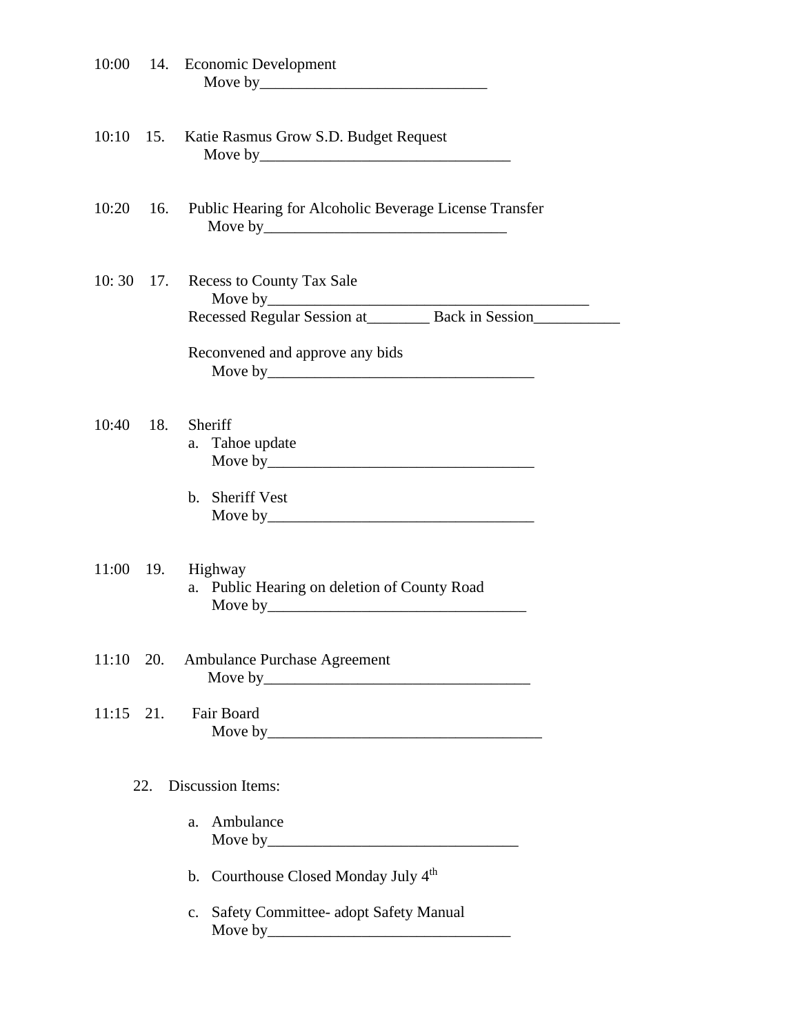10:00 14. Economic Development
Move by_____________________________

10:10 15. Katie Rasmus Grow S.D. Budget Request
Move by________________________________

10:20 16. Public Hearing for Alcoholic Beverage License Transfer
Move by_______________________________

10: 30 17. Recess to County Tax Sale
Move by_________________________________________
Recessed Regular Session at________ Back in Session___________

Reconvened and approve any bids
Move by__________________________________

10:40 18. Sheriff
a. Tahoe update
Move by__________________________________

b. Sheriff Vest
Move by__________________________________

11:00 19. Highway
a. Public Hearing on deletion of County Road
Move by_________________________________

11:10 20. Ambulance Purchase Agreement
Move by__________________________________

11:15 21. Fair Board
Move by___________________________________

22. Discussion Items:

a. Ambulance
Move by________________________________

b. Courthouse Closed Monday July 4th

c. Safety Committee- adopt Safety Manual
Move by_______________________________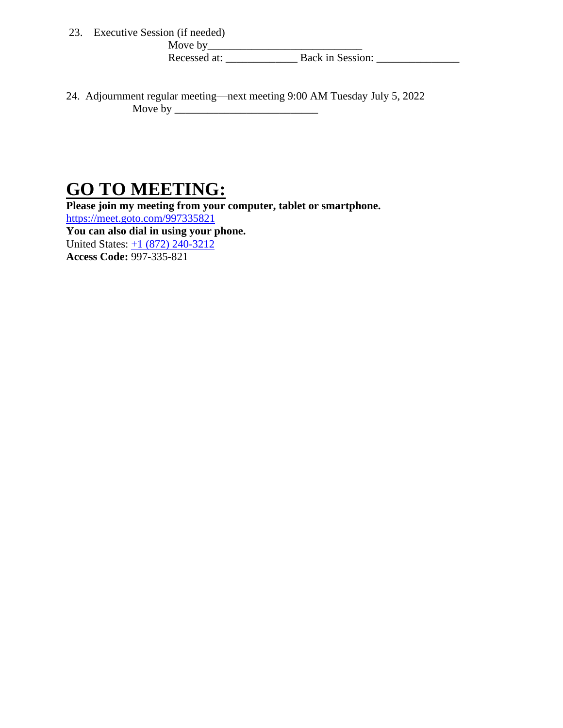23. Executive Session (if needed)

Move by____________________________

Recessed at: _____________ Back in Session: _______________

24. Adjournment regular meeting—next meeting 9:00 AM Tuesday July 5, 2022

Move by ___________________________

# GO TO MEETING:

**Please join my meeting from your computer, tablet or smartphone.**

https://meet.goto.com/997335821

**You can also dial in using your phone.**

United States: +1 (872) 240-3212

**Access Code:** 997-335-821